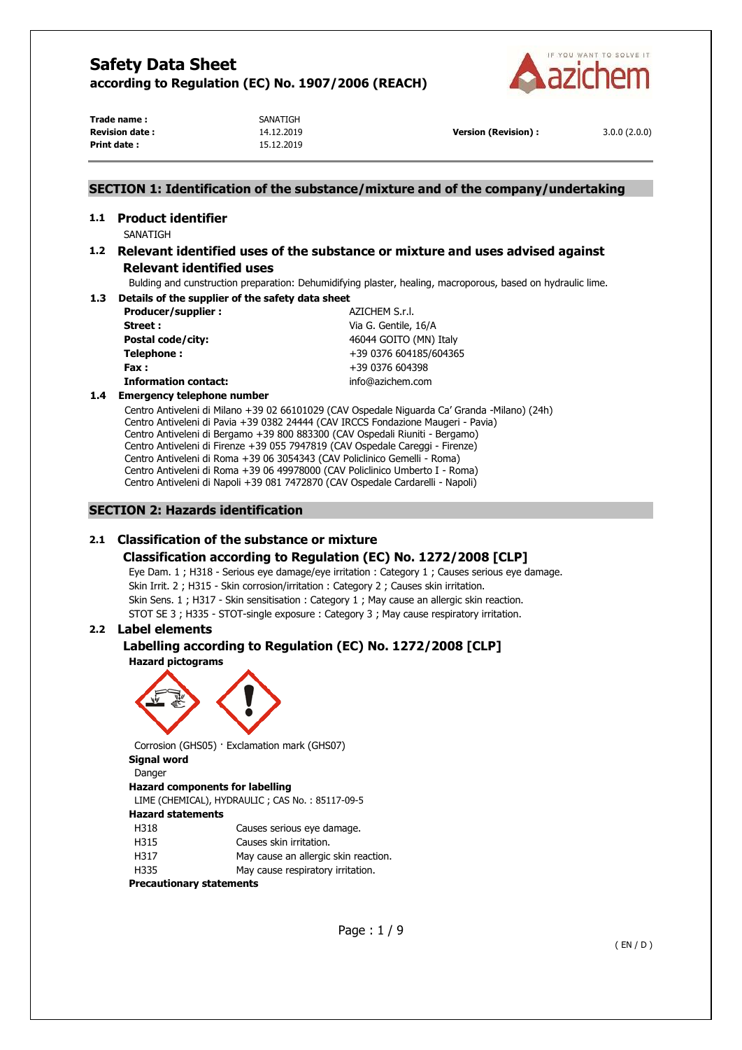# Safety Data Sheet

**according to Regulation (EC) No. 1907/2006 (REACH)**

| | | | |
|---|---|---|---|
| **Trade name :** | SANATIGH | | |
| **Revision date :** | 14.12.2019 | **Version (Revision) :** | 3.0.0 (2.0.0) |
| **Print date :** | 15.12.2019 | | |

## SECTION 1: Identification of the substance/mixture and of the company/undertaking

### 1.1 Product identifier

SANATIGH

### 1.2 Relevant identified uses of the substance or mixture and uses advised against

**Relevant identified uses**

Bulding and construction preparation: Dehumidifying plaster, healing, macroporous, based on hydraulic lime.

### 1.3 Details of the supplier of the safety data sheet

| | |
|---|---|
| **Producer/supplier :** | AZICHEM S.r.l. |
| **Street :** | Via G. Gentile, 16/A |
| **Postal code/city:** | 46044 GOITO (MN) Italy |
| **Telephone :** | +39 0376 604185/604365 |
| **Fax :** | +39 0376 604398 |
| **Information contact:** | info@azichem.com |

### 1.4 Emergency telephone number

Centro Antiveleni di Milano +39 02 66101029 (CAV Ospedale Niguarda Ca' Granda -Milano) (24h)
Centro Antiveleni di Pavia +39 0382 24444 (CAV IRCCS Fondazione Maugeri - Pavia)
Centro Antiveleni di Bergamo +39 800 883300 (CAV Ospedali Riuniti - Bergamo)
Centro Antiveleni di Firenze +39 055 7947819 (CAV Ospedale Careggi - Firenze)
Centro Antiveleni di Roma +39 06 3054343 (CAV Policlinico Gemelli - Roma)
Centro Antiveleni di Roma +39 06 49978000 (CAV Policlinico Umberto I - Roma)
Centro Antiveleni di Napoli +39 081 7472870 (CAV Ospedale Cardarelli - Napoli)

## SECTION 2: Hazards identification

### 2.1 Classification of the substance or mixture

**Classification according to Regulation (EC) No. 1272/2008 [CLP]**

Eye Dam. 1 ; H318 - Serious eye damage/eye irritation : Category 1 ; Causes serious eye damage.
Skin Irrit. 2 ; H315 - Skin corrosion/irritation : Category 2 ; Causes skin irritation.
Skin Sens. 1 ; H317 - Skin sensitisation : Category 1 ; May cause an allergic skin reaction.
STOT SE 3 ; H335 - STOT-single exposure : Category 3 ; May cause respiratory irritation.

### 2.2 Label elements

**Labelling according to Regulation (EC) No. 1272/2008 [CLP]**

**Hazard pictograms**

Corrosion (GHS05) · Exclamation mark (GHS07)

**Signal word**

Danger

**Hazard components for labelling**

LIME (CHEMICAL), HYDRAULIC ; CAS No. : 85117-09-5

**Hazard statements**

| | |
|---|---|
| H318 | Causes serious eye damage. |
| H315 | Causes skin irritation. |
| H317 | May cause an allergic skin reaction. |
| H335 | May cause respiratory irritation. |

**Precautionary statements**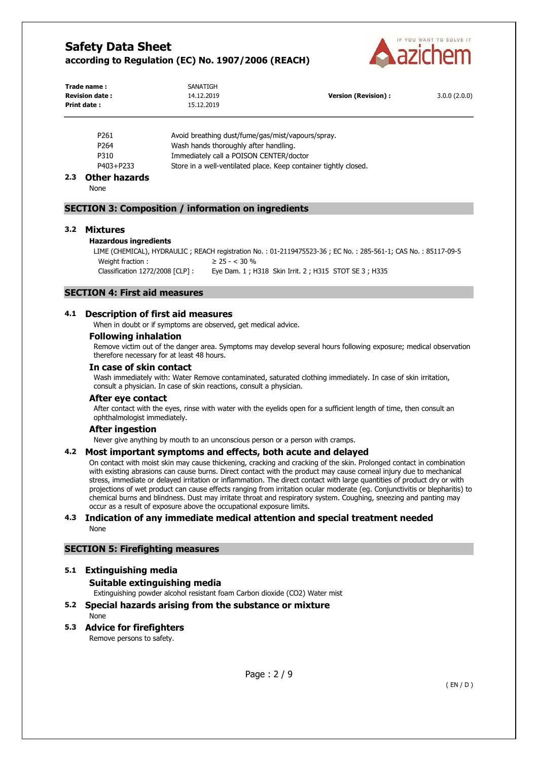| | |
|---|---|
| P261 | Avoid breathing dust/fume/gas/mist/vapours/spray. |
| P264 | Wash hands thoroughly after handling. |
| P310 | Immediately call a POISON CENTER/doctor |
| P403+P233 | Store in a well-ventilated place. Keep container tightly closed. |

### 2.3 Other hazards

None

## SECTION 3: Composition / information on ingredients

### 3.2 Mixtures

**Hazardous ingredients**

LIME (CHEMICAL), HYDRAULIC ; REACH registration No. : 01-2119475523-36 ; EC No. : 285-561-1; CAS No. : 85117-09-5

| | |
|---|---|
| Weight fraction : | ≥ 25 - < 30 % |
| Classification 1272/2008 [CLP] : | Eye Dam. 1 ; H318 Skin Irrit. 2 ; H315 STOT SE 3 ; H335 |

## SECTION 4: First aid measures

### 4.1 Description of first aid measures

When in doubt or if symptoms are observed, get medical advice.

**Following inhalation**

Remove victim out of the danger area. Symptoms may develop several hours following exposure; medical observation therefore necessary for at least 48 hours.

**In case of skin contact**

Wash immediately with: Water Remove contaminated, saturated clothing immediately. In case of skin irritation, consult a physician. In case of skin reactions, consult a physician.

**After eye contact**

After contact with the eyes, rinse with water with the eyelids open for a sufficient length of time, then consult an ophthalmologist immediately.

**After ingestion**

Never give anything by mouth to an unconscious person or a person with cramps.

### 4.2 Most important symptoms and effects, both acute and delayed

On contact with moist skin may cause thickening, cracking and cracking of the skin. Prolonged contact in combination with existing abrasions can cause burns. Direct contact with the product may cause corneal injury due to mechanical stress, immediate or delayed irritation or inflammation. The direct contact with large quantities of product dry or with projections of wet product can cause effects ranging from irritation ocular moderate (eg. Conjunctivitis or blepharitis) to chemical burns and blindness. Dust may irritate throat and respiratory system. Coughing, sneezing and panting may occur as a result of exposure above the occupational exposure limits.

### 4.3 Indication of any immediate medical attention and special treatment needed

None

## SECTION 5: Firefighting measures

### 5.1 Extinguishing media

**Suitable extinguishing media**

Extinguishing powder alcohol resistant foam Carbon dioxide ($CO_2$) Water mist

### 5.2 Special hazards arising from the substance or mixture

None

### 5.3 Advice for firefighters

Remove persons to safety.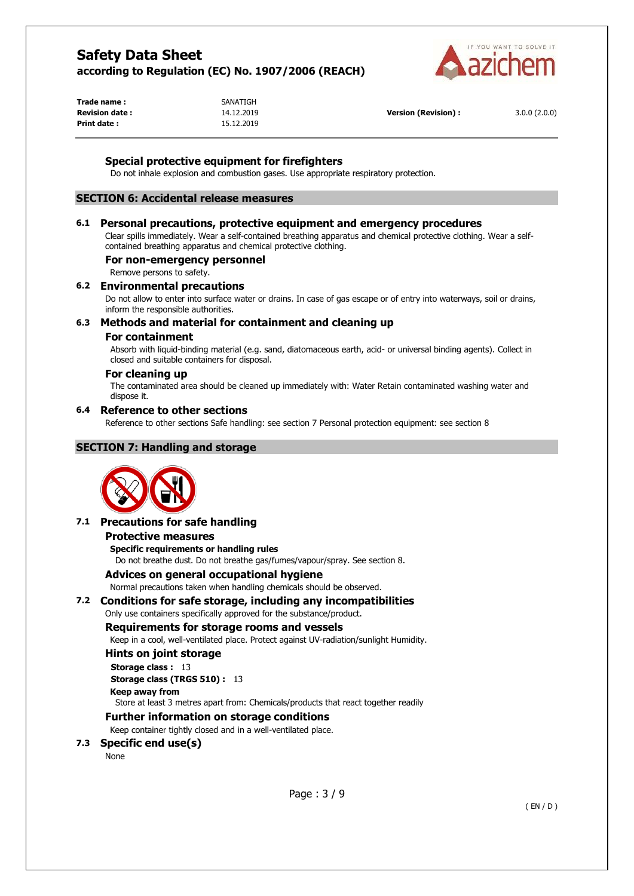### Special protective equipment for firefighters

Do not inhale explosion and combustion gases. Use appropriate respiratory protection.

## SECTION 6: Accidental release measures

### 6.1 Personal precautions, protective equipment and emergency procedures

Clear spills immediately. Wear a self-contained breathing apparatus and chemical protective clothing. Wear a self-contained breathing apparatus and chemical protective clothing.

#### For non-emergency personnel

Remove persons to safety.

### 6.2 Environmental precautions

Do not allow to enter into surface water or drains. In case of gas escape or of entry into waterways, soil or drains, inform the responsible authorities.

### 6.3 Methods and material for containment and cleaning up

#### For containment

Absorb with liquid-binding material (e.g. sand, diatomaceous earth, acid- or universal binding agents). Collect in closed and suitable containers for disposal.

#### For cleaning up

The contaminated area should be cleaned up immediately with: Water Retain contaminated washing water and dispose it.

### 6.4 Reference to other sections

Reference to other sections Safe handling: see section 7 Personal protection equipment: see section 8

## SECTION 7: Handling and storage

### 7.1 Precautions for safe handling

#### Protective measures

**Specific requirements or handling rules**

Do not breathe dust. Do not breathe gas/fumes/vapour/spray. See section 8.

#### Advices on general occupational hygiene

Normal precautions taken when handling chemicals should be observed.

### 7.2 Conditions for safe storage, including any incompatibilities

Only use containers specifically approved for the substance/product.

#### Requirements for storage rooms and vessels

Keep in a cool, well-ventilated place. Protect against UV-radiation/sunlight Humidity.

#### Hints on joint storage

**Storage class :** 13

**Storage class (TRGS 510) :** 13

**Keep away from**

Store at least 3 metres apart from: Chemicals/products that react together readily

#### Further information on storage conditions

Keep container tightly closed and in a well-ventilated place.

### 7.3 Specific end use(s)

None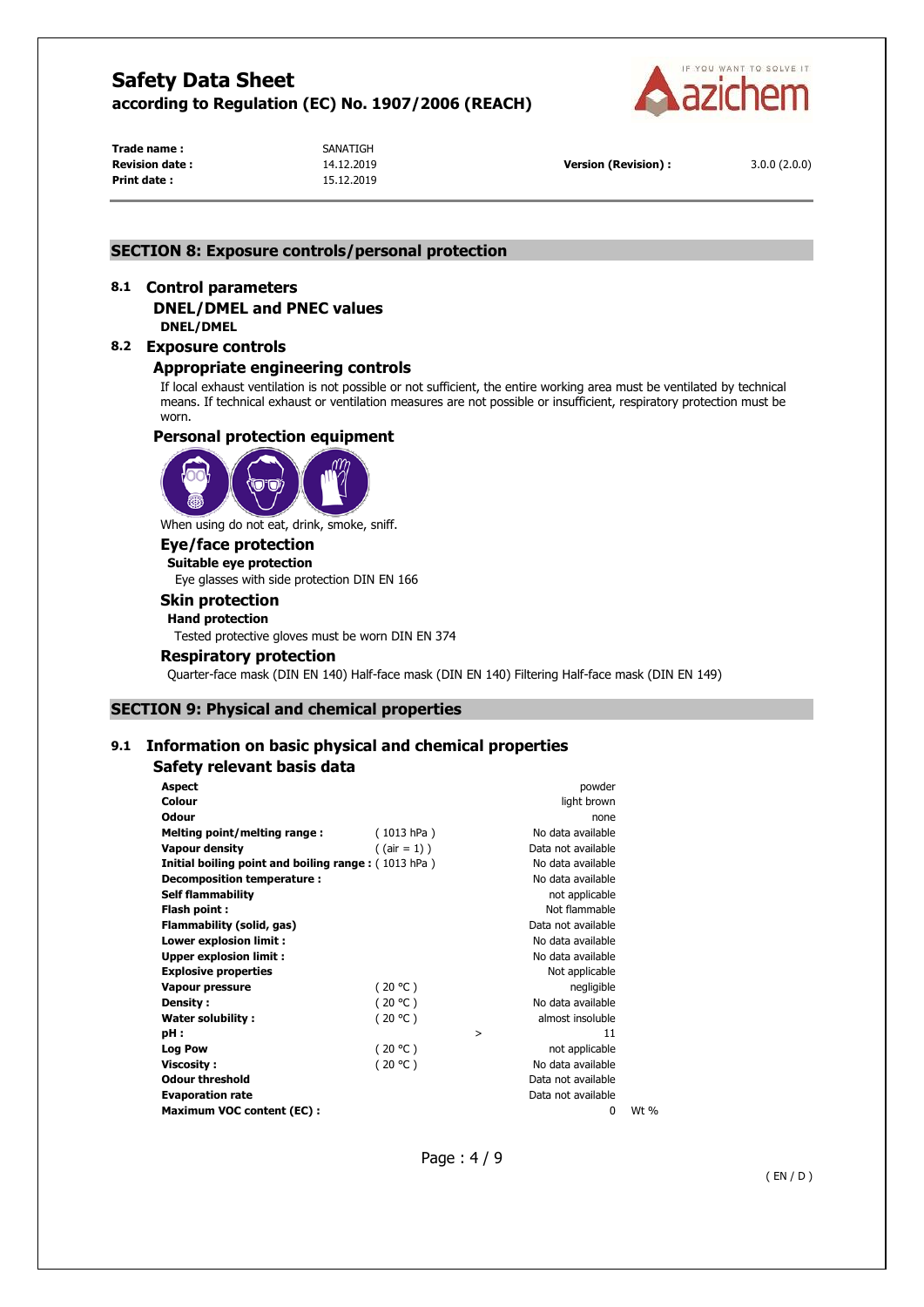## SECTION 8: Exposure controls/personal protection

### 8.1 Control parameters

#### DNEL/DMEL and PNEC values

**DNEL/DMEL**

### 8.2 Exposure controls

#### Appropriate engineering controls

If local exhaust ventilation is not possible or not sufficient, the entire working area must be ventilated by technical means. If technical exhaust or ventilation measures are not possible or insufficient, respiratory protection must be worn.

#### Personal protection equipment

When using do not eat, drink, smoke, sniff.

#### Eye/face protection

**Suitable eye protection**

Eye glasses with side protection DIN EN 166

#### Skin protection

**Hand protection**

Tested protective gloves must be worn DIN EN 374

#### Respiratory protection

Quarter-face mask (DIN EN 140) Half-face mask (DIN EN 140) Filtering Half-face mask (DIN EN 149)

## SECTION 9: Physical and chemical properties

### 9.1 Information on basic physical and chemical properties

#### Safety relevant basis data

| Property | Condition | | Value | Unit |
|---|---|---|---|---|
| **Aspect** | | | powder | |
| **Colour** | | | light brown | |
| **Odour** | | | none | |
| **Melting point/melting range :** | ( 1013 hPa ) | | No data available | |
| **Vapour density** | ( (air = 1) ) | | Data not available | |
| **Initial boiling point and boiling range :** | ( 1013 hPa ) | | No data available | |
| **Decomposition temperature :** | | | No data available | |
| **Self flammability** | | | not applicable | |
| **Flash point :** | | | Not flammable | |
| **Flammability (solid, gas)** | | | Data not available | |
| **Lower explosion limit :** | | | No data available | |
| **Upper explosion limit :** | | | No data available | |
| **Explosive properties** | | | Not applicable | |
| **Vapour pressure** | ( 20 °C ) | | negligible | |
| **Density :** | ( 20 °C ) | | No data available | |
| **Water solubility :** | ( 20 °C ) | | almost insoluble | |
| **pH :** | | > | 11 | |
| **Log Pow** | ( 20 °C ) | | not applicable | |
| **Viscosity :** | ( 20 °C ) | | No data available | |
| **Odour threshold** | | | Data not available | |
| **Evaporation rate** | | | Data not available | |
| **Maximum VOC content (EC) :** | | | 0 | Wt % |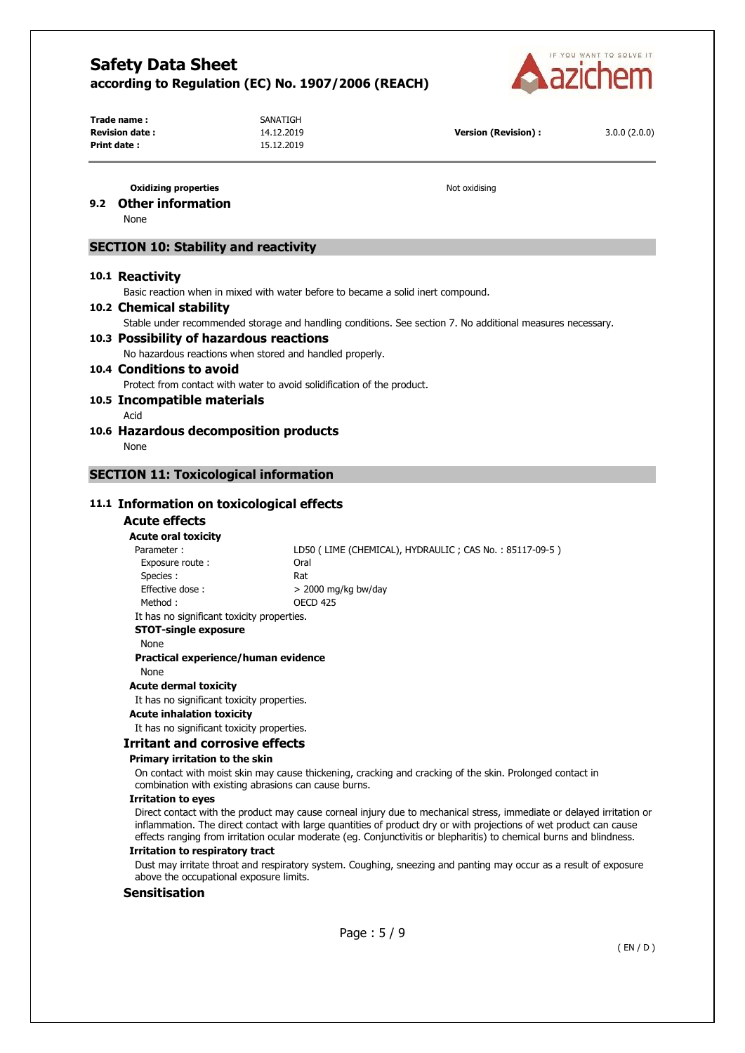**Oxidizing properties** Not oxidising

## 9.2 Other information

None

## SECTION 10: Stability and reactivity

### 10.1 Reactivity

Basic reaction when in mixed with water before to became a solid inert compound.

### 10.2 Chemical stability

Stable under recommended storage and handling conditions. See section 7. No additional measures necessary.

### 10.3 Possibility of hazardous reactions

No hazardous reactions when stored and handled properly.

### 10.4 Conditions to avoid

Protect from contact with water to avoid solidification of the product.

### 10.5 Incompatible materials

Acid

### 10.6 Hazardous decomposition products

None

## SECTION 11: Toxicological information

### 11.1 Information on toxicological effects

#### Acute effects

**Acute oral toxicity**

| | |
|---|---|
| Parameter : | LD50 ( LIME (CHEMICAL), HYDRAULIC ; CAS No. : 85117-09-5 ) |
| Exposure route : | Oral |
| Species : | Rat |
| Effective dose : | > 2000 mg/kg bw/day |
| Method : | OECD 425 |

It has no significant toxicity properties.

**STOT-single exposure**

None

**Practical experience/human evidence**

None

**Acute dermal toxicity**

It has no significant toxicity properties.

**Acute inhalation toxicity**

It has no significant toxicity properties.

#### Irritant and corrosive effects

**Primary irritation to the skin**

On contact with moist skin may cause thickening, cracking and cracking of the skin. Prolonged contact in combination with existing abrasions can cause burns.

**Irritation to eyes**

Direct contact with the product may cause corneal injury due to mechanical stress, immediate or delayed irritation or inflammation. The direct contact with large quantities of product dry or with projections of wet product can cause effects ranging from irritation ocular moderate (eg. Conjunctivitis or blepharitis) to chemical burns and blindness.

**Irritation to respiratory tract**

Dust may irritate throat and respiratory system. Coughing, sneezing and panting may occur as a result of exposure above the occupational exposure limits.

#### Sensitisation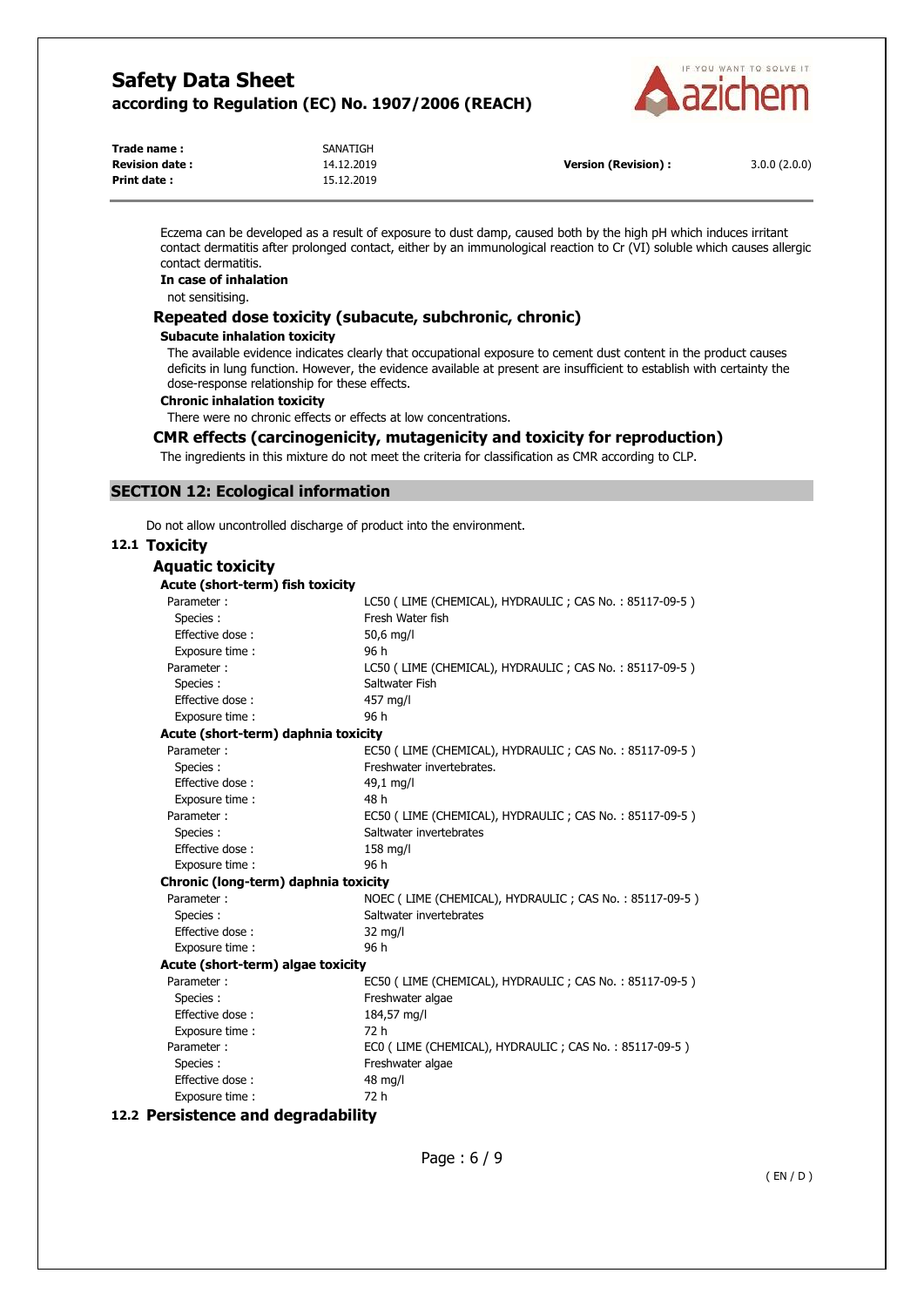Eczema can be developed as a result of exposure to dust damp, caused both by the high pH which induces irritant contact dermatitis after prolonged contact, either by an immunological reaction to Cr (VI) soluble which causes allergic contact dermatitis.

**In case of inhalation**

not sensitising.

### Repeated dose toxicity (subacute, subchronic, chronic)

**Subacute inhalation toxicity**

The available evidence indicates clearly that occupational exposure to cement dust content in the product causes deficits in lung function. However, the evidence available at present are insufficient to establish with certainty the dose-response relationship for these effects.

**Chronic inhalation toxicity**

There were no chronic effects or effects at low concentrations.

### CMR effects (carcinogenicity, mutagenicity and toxicity for reproduction)

The ingredients in this mixture do not meet the criteria for classification as CMR according to CLP.

## SECTION 12: Ecological information

Do not allow uncontrolled discharge of product into the environment.

### 12.1 Toxicity

#### Aquatic toxicity

**Acute (short-term) fish toxicity**

| | |
|---|---|
| Parameter : | LC50 ( LIME (CHEMICAL), HYDRAULIC ; CAS No. : 85117-09-5 ) |
| Species : | Fresh Water fish |
| Effective dose : | 50,6 mg/l |
| Exposure time : | 96 h |
| Parameter : | LC50 ( LIME (CHEMICAL), HYDRAULIC ; CAS No. : 85117-09-5 ) |
| Species : | Saltwater Fish |
| Effective dose : | 457 mg/l |
| Exposure time : | 96 h |

**Acute (short-term) daphnia toxicity**

| | |
|---|---|
| Parameter : | EC50 ( LIME (CHEMICAL), HYDRAULIC ; CAS No. : 85117-09-5 ) |
| Species : | Freshwater invertebrates. |
| Effective dose : | 49,1 mg/l |
| Exposure time : | 48 h |
| Parameter : | EC50 ( LIME (CHEMICAL), HYDRAULIC ; CAS No. : 85117-09-5 ) |
| Species : | Saltwater invertebrates |
| Effective dose : | 158 mg/l |
| Exposure time : | 96 h |

**Chronic (long-term) daphnia toxicity**

| | |
|---|---|
| Parameter : | NOEC ( LIME (CHEMICAL), HYDRAULIC ; CAS No. : 85117-09-5 ) |
| Species : | Saltwater invertebrates |
| Effective dose : | 32 mg/l |
| Exposure time : | 96 h |

**Acute (short-term) algae toxicity**

| | |
|---|---|
| Parameter : | EC50 ( LIME (CHEMICAL), HYDRAULIC ; CAS No. : 85117-09-5 ) |
| Species : | Freshwater algae |
| Effective dose : | 184,57 mg/l |
| Exposure time : | 72 h |
| Parameter : | EC0 ( LIME (CHEMICAL), HYDRAULIC ; CAS No. : 85117-09-5 ) |
| Species : | Freshwater algae |
| Effective dose : | 48 mg/l |
| Exposure time : | 72 h |

### 12.2 Persistence and degradability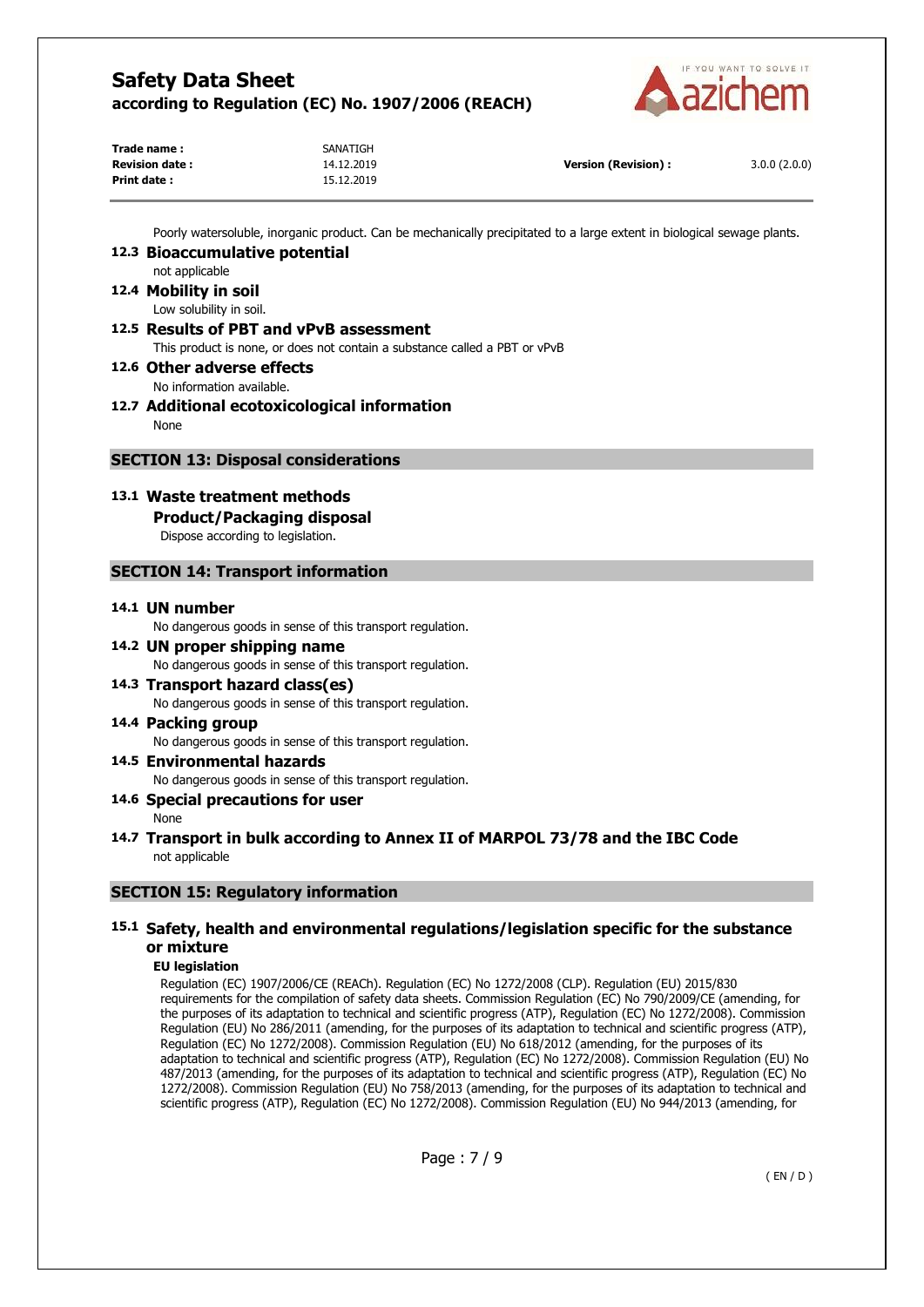Poorly watersoluble, inorganic product. Can be mechanically precipitated to a large extent in biological sewage plants.

### 12.3 Bioaccumulative potential

not applicable

### 12.4 Mobility in soil

Low solubility in soil.

### 12.5 Results of PBT and vPvB assessment

This product is none, or does not contain a substance called a PBT or vPvB

### 12.6 Other adverse effects

No information available.

### 12.7 Additional ecotoxicological information

None

## SECTION 13: Disposal considerations

### 13.1 Waste treatment methods

**Product/Packaging disposal**

Dispose according to legislation.

## SECTION 14: Transport information

### 14.1 UN number

No dangerous goods in sense of this transport regulation.

### 14.2 UN proper shipping name

No dangerous goods in sense of this transport regulation.

### 14.3 Transport hazard class(es)

No dangerous goods in sense of this transport regulation.

### 14.4 Packing group

No dangerous goods in sense of this transport regulation.

### 14.5 Environmental hazards

No dangerous goods in sense of this transport regulation.

### 14.6 Special precautions for user

None

### 14.7 Transport in bulk according to Annex II of MARPOL 73/78 and the IBC Code

not applicable

## SECTION 15: Regulatory information

### 15.1 Safety, health and environmental regulations/legislation specific for the substance or mixture

**EU legislation**

Regulation (EC) 1907/2006/CE (REACh). Regulation (EC) No 1272/2008 (CLP). Regulation (EU) 2015/830 requirements for the compilation of safety data sheets. Commission Regulation (EC) No 790/2009/CE (amending, for the purposes of its adaptation to technical and scientific progress (ATP), Regulation (EC) No 1272/2008). Commission Regulation (EU) No 286/2011 (amending, for the purposes of its adaptation to technical and scientific progress (ATP), Regulation (EC) No 1272/2008). Commission Regulation (EU) No 618/2012 (amending, for the purposes of its adaptation to technical and scientific progress (ATP), Regulation (EC) No 1272/2008). Commission Regulation (EU) No 487/2013 (amending, for the purposes of its adaptation to technical and scientific progress (ATP), Regulation (EC) No 1272/2008). Commission Regulation (EU) No 758/2013 (amending, for the purposes of its adaptation to technical and scientific progress (ATP), Regulation (EC) No 1272/2008). Commission Regulation (EU) No 944/2013 (amending, for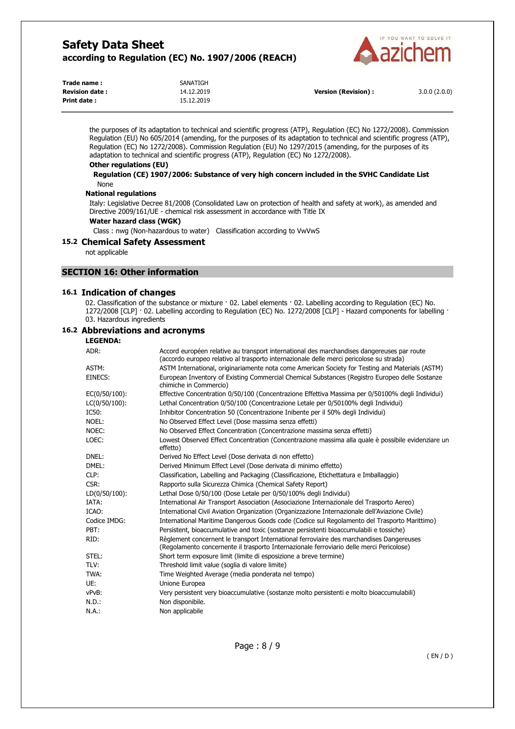the purposes of its adaptation to technical and scientific progress (ATP), Regulation (EC) No 1272/2008). Commission Regulation (EU) No 605/2014 (amending, for the purposes of its adaptation to technical and scientific progress (ATP), Regulation (EC) No 1272/2008). Commission Regulation (EU) No 1297/2015 (amending, for the purposes of its adaptation to technical and scientific progress (ATP), Regulation (EC) No 1272/2008).

**Other regulations (EU)**

**Regulation (CE) 1907/2006: Substance of very high concern included in the SVHC Candidate List**

None

**National regulations**

Italy: Legislative Decree 81/2008 (Consolidated Law on protection of health and safety at work), as amended and Directive 2009/161/UE - chemical risk assessment in accordance with Title IX

**Water hazard class (WGK)**

Class : nwg (Non-hazardous to water)   Classification according to VwVwS

### 15.2 Chemical Safety Assessment

not applicable

## SECTION 16: Other information

### 16.1 Indication of changes

02. Classification of the substance or mixture · 02. Label elements · 02. Labelling according to Regulation (EC) No. 1272/2008 [CLP] · 02. Labelling according to Regulation (EC) No. 1272/2008 [CLP] - Hazard components for labelling · 03. Hazardous ingredients

### 16.2 Abbreviations and acronyms

**LEGENDA:**

| | |
|---|---|
| ADR: | Accord européen relative au transport international des marchandises dangereuses par route (accordo europeo relativo al trasporto internazionale delle merci pericolose su strada) |
| ASTM: | ASTM International, originariamente nota come American Society for Testing and Materials (ASTM) |
| EINECS: | European Inventory of Existing Commercial Chemical Substances (Registro Europeo delle Sostanze chimiche in Commercio) |
| EC(0/50/100): | Effective Concentration 0/50/100 (Concentrazione Effettiva Massima per 0/50100% degli Individui) |
| LC(0/50/100): | Lethal Concentration 0/50/100 (Concentrazione Letale per 0/50100% degli Individui) |
| IC50: | Inhibitor Concentration 50 (Concentrazione Inibente per il 50% degli Individui) |
| NOEL: | No Observed Effect Level (Dose massima senza effetti) |
| NOEC: | No Observed Effect Concentration (Concentrazione massima senza effetti) |
| LOEC: | Lowest Observed Effect Concentration (Concentrazione massima alla quale è possibile evidenziare un effetto) |
| DNEL: | Derived No Effect Level (Dose derivata di non effetto) |
| DMEL: | Derived Minimum Effect Level (Dose derivata di minimo effetto) |
| CLP: | Classification, Labelling and Packaging (Classificazione, Etichettatura e Imballaggio) |
| CSR: | Rapporto sulla Sicurezza Chimica (Chemical Safety Report) |
| LD(0/50/100): | Lethal Dose 0/50/100 (Dose Letale per 0/50/100% degli Individui) |
| IATA: | International Air Transport Association (Associazione Internazionale del Trasporto Aereo) |
| ICAO: | International Civil Aviation Organization (Organizzazione Internazionale dell'Aviazione Civile) |
| Codice IMDG: | International Maritime Dangerous Goods code (Codice sul Regolamento del Trasporto Marittimo) |
| PBT: | Persistent, bioaccumulative and toxic (sostanze persistenti bioaccumulabili e tossiche) |
| RID: | Règlement concernent le transport International ferroviaire des marchandises Dangereuses (Regolamento concernente il trasporto Internazionale ferroviario delle merci Pericolose) |
| STEL: | Short term exposure limit (limite di esposizione a breve termine) |
| TLV: | Threshold limit value (soglia di valore limite) |
| TWA: | Time Weighted Average (media ponderata nel tempo) |
| UE: | Unione Europea |
| vPvB: | Very persistent very bioaccumulative (sostanze molto persistenti e molto bioaccumulabili) |
| N.D.: | Non disponibile. |
| N.A.: | Non applicabile |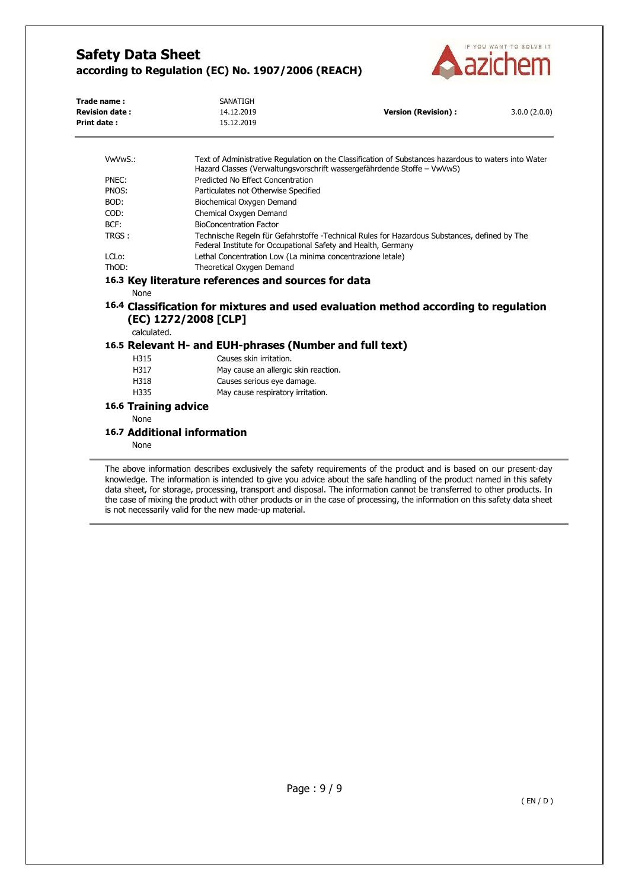| | |
|---|---|
| VwVwS.: | Text of Administrative Regulation on the Classification of Substances hazardous to waters into Water Hazard Classes (Verwaltungsvorschrift wassergefährdende Stoffe – VwVwS) |
| PNEC: | Predicted No Effect Concentration |
| PNOS: | Particulates not Otherwise Specified |
| BOD: | Biochemical Oxygen Demand |
| COD: | Chemical Oxygen Demand |
| BCF: | BioConcentration Factor |
| TRGS : | Technische Regeln für Gefahrstoffe -Technical Rules for Hazardous Substances, defined by The Federal Institute for Occupational Safety and Health, Germany |
| LCLo: | Lethal Concentration Low (La minima concentrazione letale) |
| ThOD: | Theoretical Oxygen Demand |

### 16.3 Key literature references and sources for data

None

### 16.4 Classification for mixtures and used evaluation method according to regulation (EC) 1272/2008 [CLP]

calculated.

### 16.5 Relevant H- and EUH-phrases (Number and full text)

| | |
|---|---|
| H315 | Causes skin irritation. |
| H317 | May cause an allergic skin reaction. |
| H318 | Causes serious eye damage. |
| H335 | May cause respiratory irritation. |

### 16.6 Training advice

None

### 16.7 Additional information

None

The above information describes exclusively the safety requirements of the product and is based on our present-day knowledge. The information is intended to give you advice about the safe handling of the product named in this safety data sheet, for storage, processing, transport and disposal. The information cannot be transferred to other products. In the case of mixing the product with other products or in the case of processing, the information on this safety data sheet is not necessarily valid for the new made-up material.